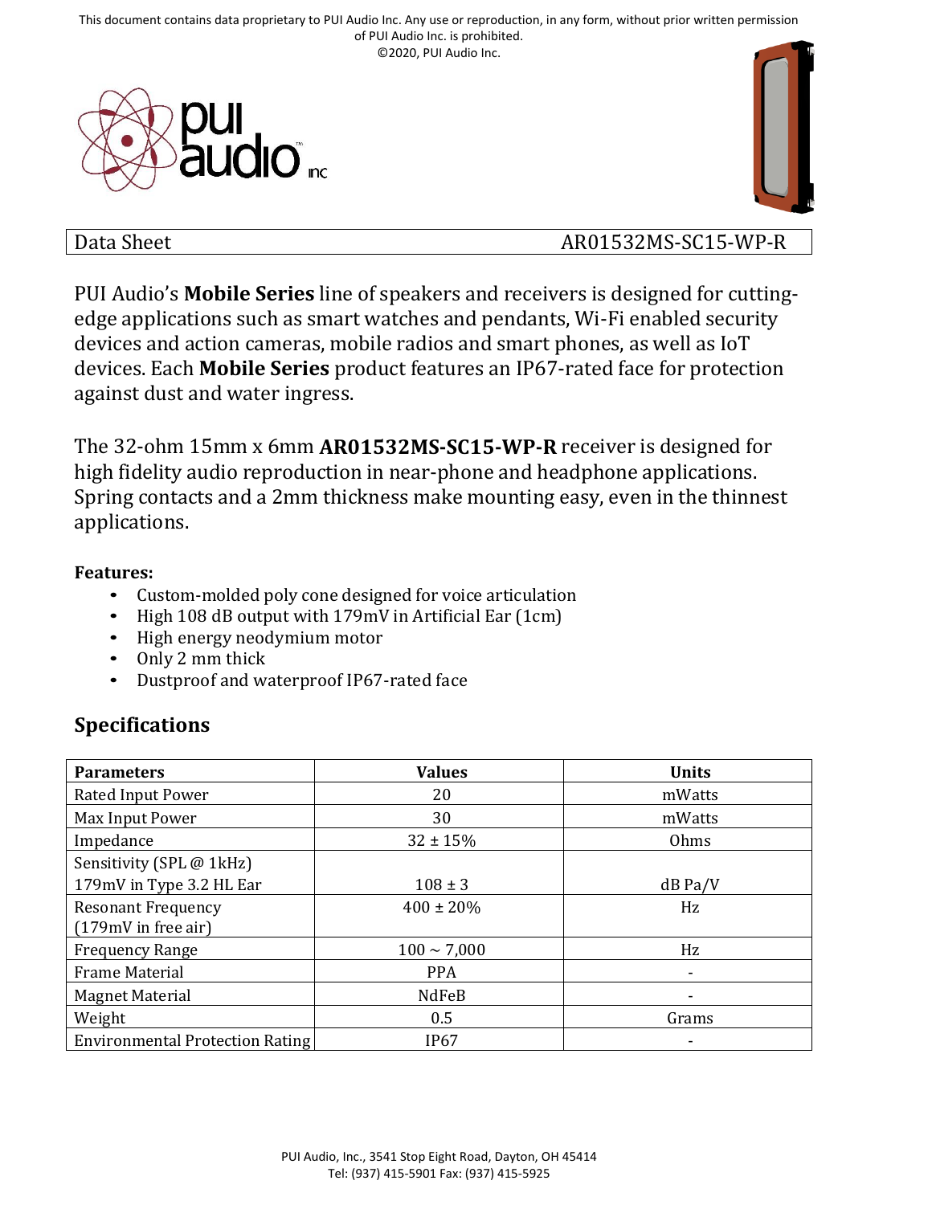This document contains data proprietary to PUI Audio Inc. Any use or reproduction, in any form, without prior written permission of PUI Audio Inc. is prohibited.
©2020, PUI Audio Inc.

| Data Sheet | AR01532MS-SC15-WP-R |
|---|---|

PUI Audio's **Mobile Series** line of speakers and receivers is designed for cutting-edge applications such as smart watches and pendants, Wi-Fi enabled security devices and action cameras, mobile radios and smart phones, as well as IoT devices. Each **Mobile Series** product features an IP67-rated face for protection against dust and water ingress.

The 32-ohm 15mm x 6mm **AR01532MS-SC15-WP-R** receiver is designed for high fidelity audio reproduction in near-phone and headphone applications. Spring contacts and a 2mm thickness make mounting easy, even in the thinnest applications.

**Features:**

- Custom-molded poly cone designed for voice articulation
- High 108 dB output with 179mV in Artificial Ear (1cm)
- High energy neodymium motor
- Only 2 mm thick
- Dustproof and waterproof IP67-rated face

## Specifications

| Parameters | Values | Units |
|---|---|---|
| Rated Input Power | 20 | mWatts |
| Max Input Power | 30 | mWatts |
| Impedance | 32 ± 15% | Ohms |
| Sensitivity (SPL @ 1kHz) 179mV in Type 3.2 HL Ear | 108 ± 3 | dB Pa/V |
| Resonant Frequency (179mV in free air) | 400 ± 20% | Hz |
| Frequency Range | 100 ~ 7,000 | Hz |
| Frame Material | PPA | - |
| Magnet Material | NdFeB | - |
| Weight | 0.5 | Grams |
| Environmental Protection Rating | IP67 | - |

PUI Audio, Inc., 3541 Stop Eight Road, Dayton, OH 45414
Tel: (937) 415-5901 Fax: (937) 415-5925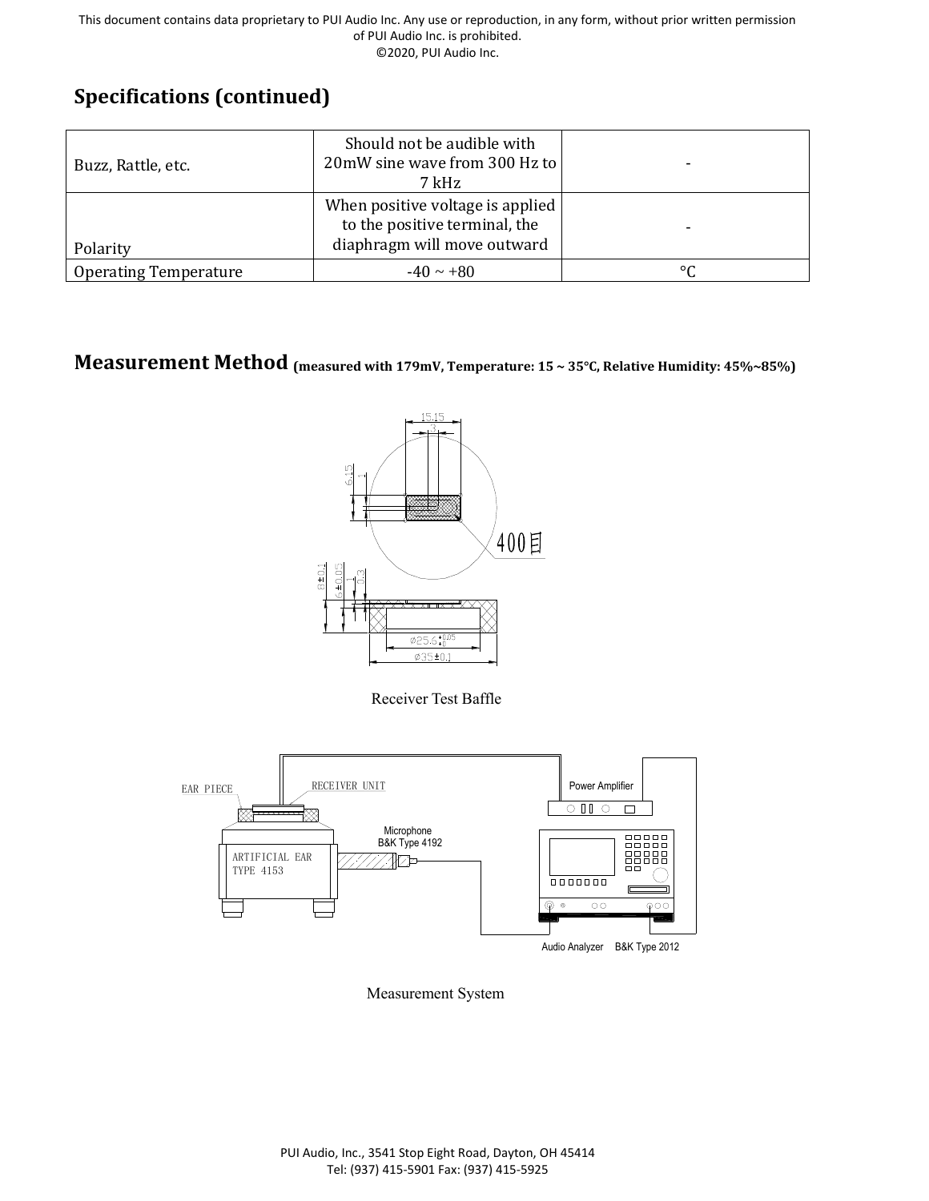## Specifications (continued)

| | | |
|---|---|---|
| Buzz, Rattle, etc. | Should not be audible with 20mW sine wave from 300 Hz to 7 kHz | - |
| Polarity | When positive voltage is applied to the positive terminal, the diaphragm will move outward | - |
| Operating Temperature | -40 ~ +80 | °C |

## Measurement Method (measured with 179mV, Temperature: 15 ~ 35°C, Relative Humidity: 45%~85%)

Receiver Test Baffle

Measurement System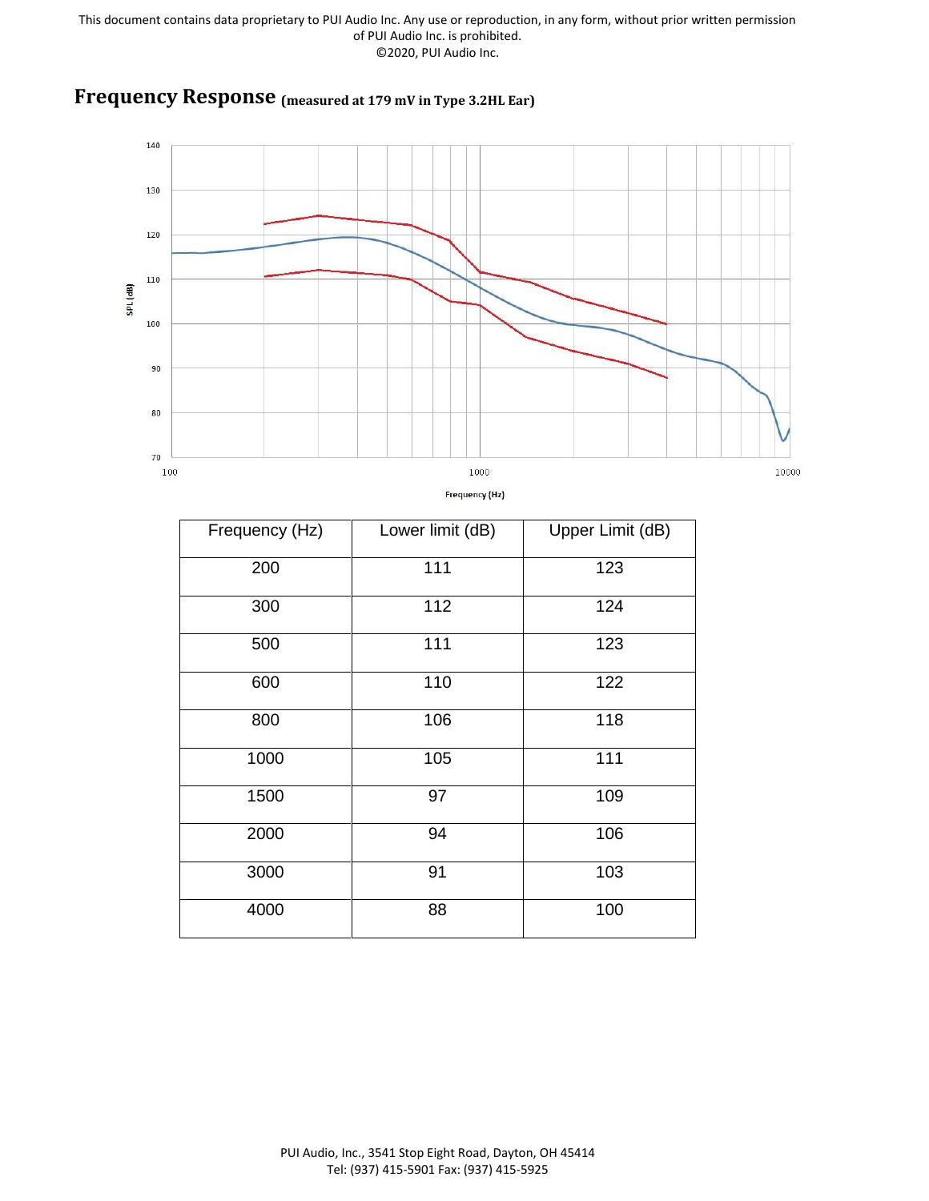## Frequency Response (measured at 179 mV in Type 3.2HL Ear)

| Frequency (Hz) | Lower limit (dB) | Upper Limit (dB) |
|---|---|---|
| 200 | 111 | 123 |
| 300 | 112 | 124 |
| 500 | 111 | 123 |
| 600 | 110 | 122 |
| 800 | 106 | 118 |
| 1000 | 105 | 111 |
| 1500 | 97 | 109 |
| 2000 | 94 | 106 |
| 3000 | 91 | 103 |
| 4000 | 88 | 100 |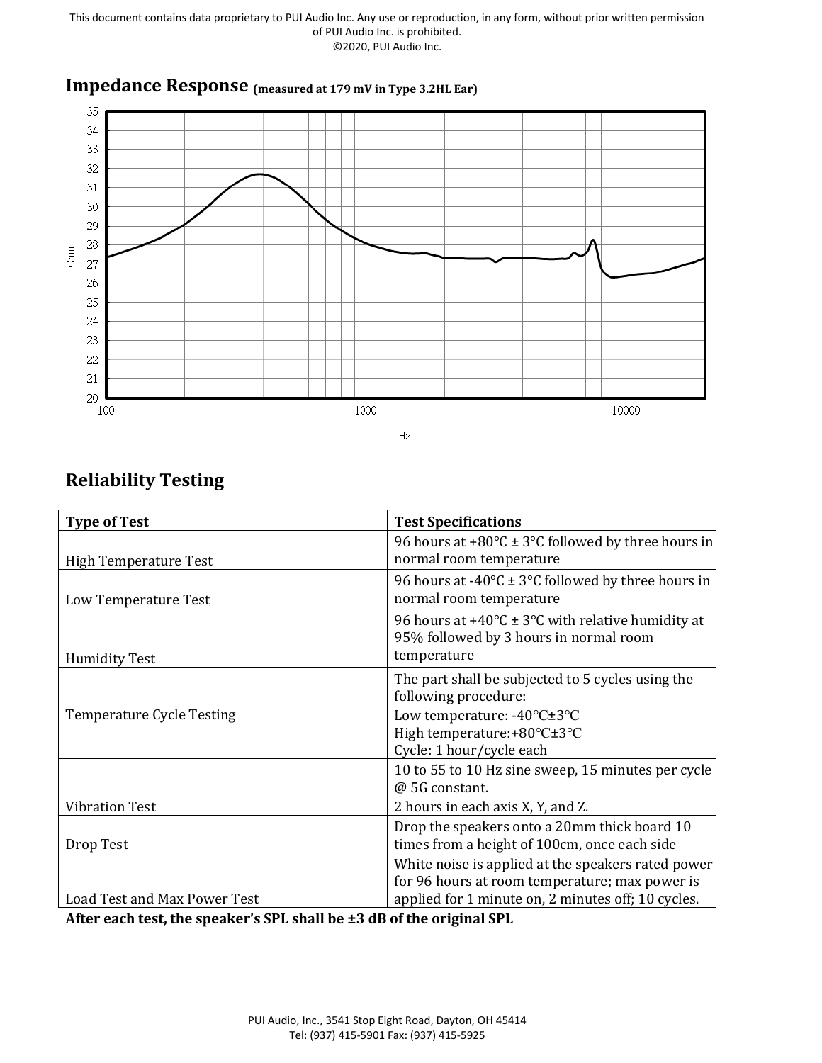## Impedance Response (measured at 179 mV in Type 3.2HL Ear)

## Reliability Testing

| Type of Test | Test Specifications |
|---|---|
| High Temperature Test | 96 hours at +80°C ± 3°C followed by three hours in normal room temperature |
| Low Temperature Test | 96 hours at -40°C ± 3°C followed by three hours in normal room temperature |
| Humidity Test | 96 hours at +40°C ± 3°C with relative humidity at 95% followed by 3 hours in normal room temperature |
| Temperature Cycle Testing | The part shall be subjected to 5 cycles using the following procedure:<br>Low temperature: -40°C±3°C<br>High temperature:+80°C±3°C<br>Cycle: 1 hour/cycle each |
| Vibration Test | 10 to 55 to 10 Hz sine sweep, 15 minutes per cycle @ 5G constant.<br>2 hours in each axis X, Y, and Z. |
| Drop Test | Drop the speakers onto a 20mm thick board 10 times from a height of 100cm, once each side |
| Load Test and Max Power Test | White noise is applied at the speakers rated power for 96 hours at room temperature; max power is applied for 1 minute on, 2 minutes off; 10 cycles. |

**After each test, the speaker's SPL shall be ±3 dB of the original SPL**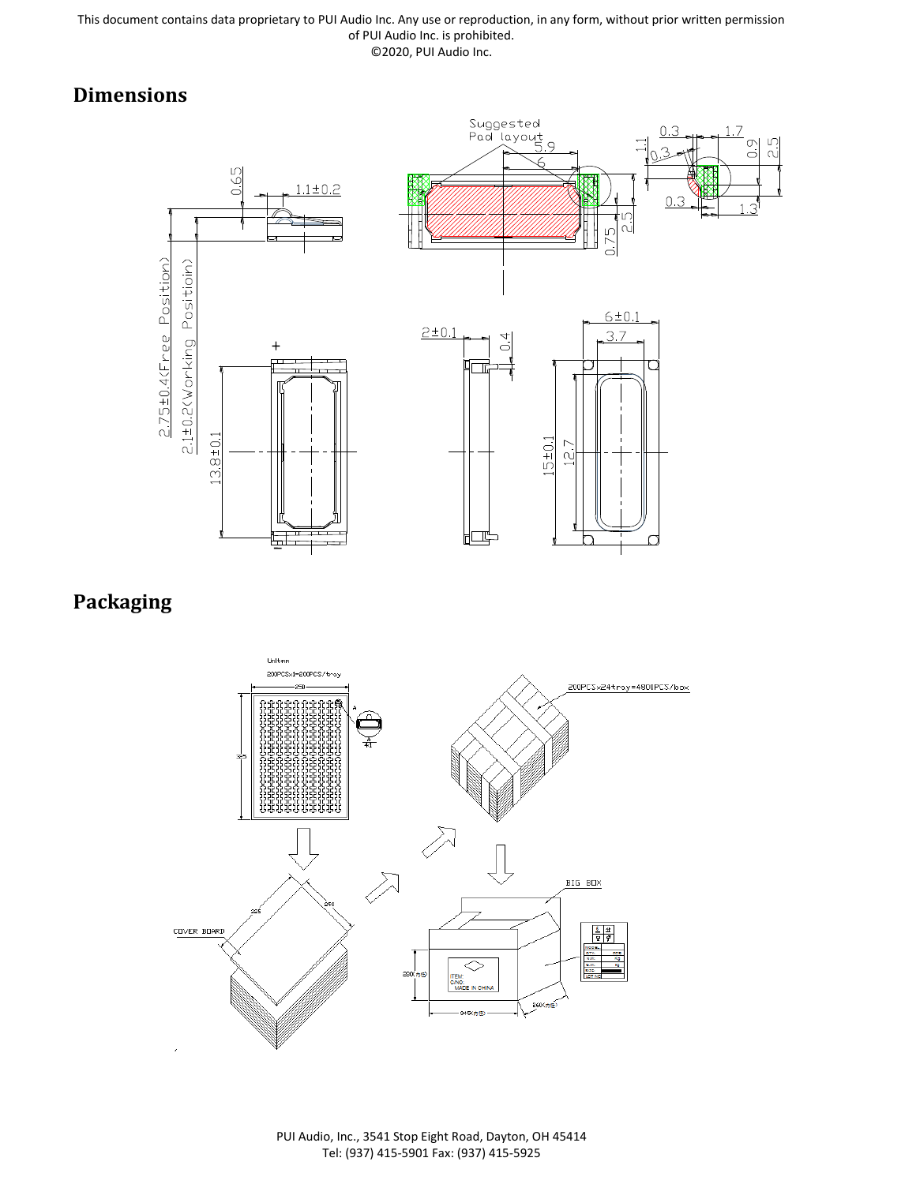## Dimensions

## Packaging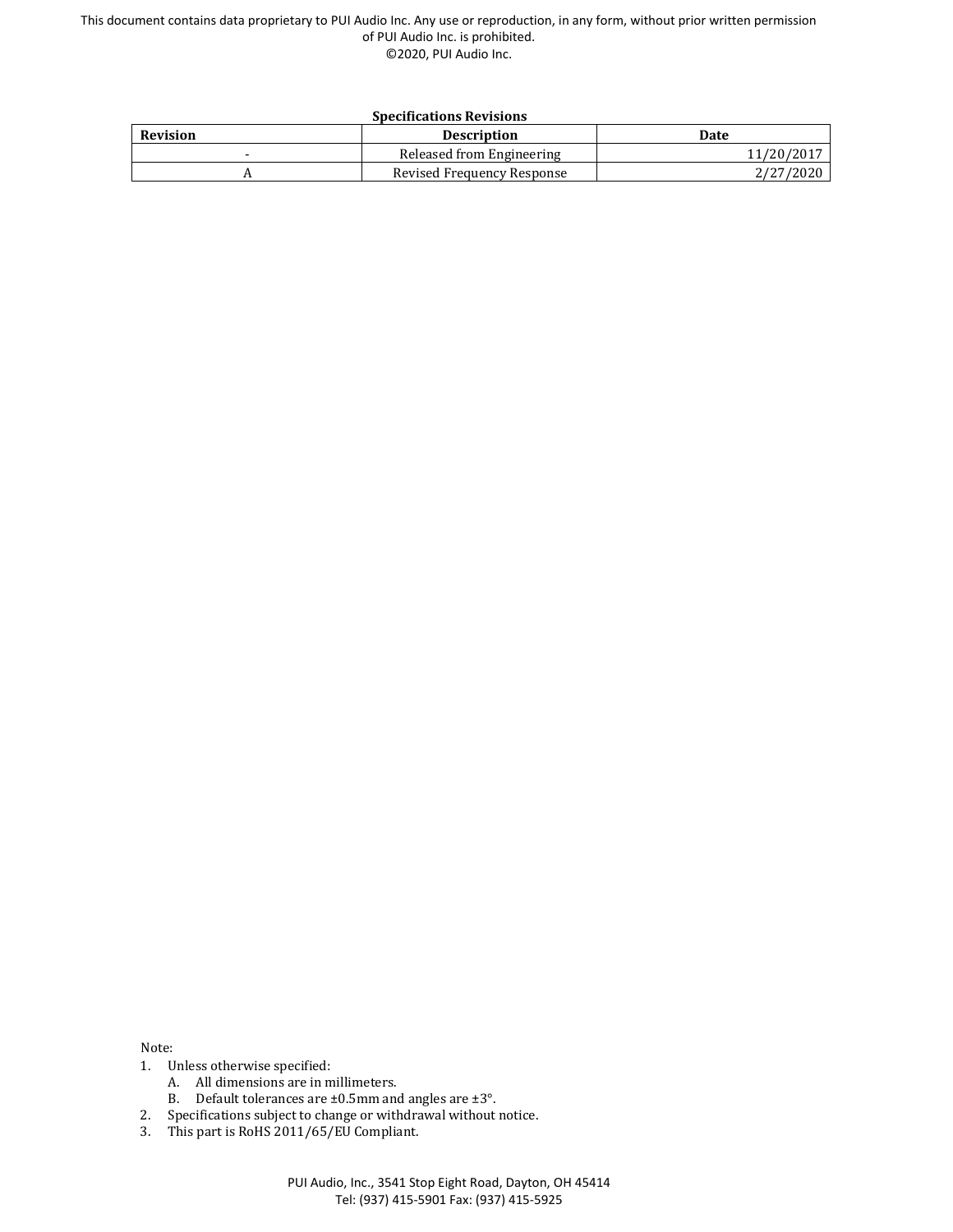**Specifications Revisions**

| Revision | Description | Date |
|---|---|---|
| - | Released from Engineering | 11/20/2017 |
| A | Revised Frequency Response | 2/27/2020 |

Note:

1. Unless otherwise specified:
   A. All dimensions are in millimeters.
   B. Default tolerances are ±0.5mm and angles are ±3°.
2. Specifications subject to change or withdrawal without notice.
3. This part is RoHS 2011/65/EU Compliant.